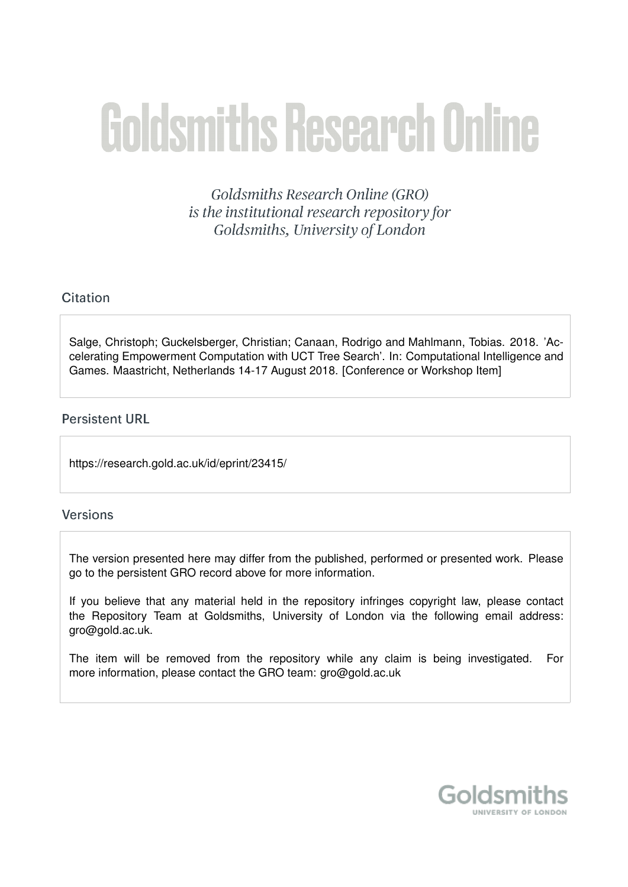# Goldsmiths Research Online

*Goldsmiths Research Online (GRO) is the institutional research repository for Goldsmiths, University of London*

## Citation

Salge, Christoph; Guckelsberger, Christian; Canaan, Rodrigo and Mahlmann, Tobias. 2018. 'Accelerating Empowerment Computation with UCT Tree Search'. In: Computational Intelligence and Games. Maastricht, Netherlands 14-17 August 2018. [Conference or Workshop Item]

## Persistent URL

https://research.gold.ac.uk/id/eprint/23415/

## Versions

The version presented here may differ from the published, performed or presented work. Please go to the persistent GRO record above for more information.

If you believe that any material held in the repository infringes copyright law, please contact the Repository Team at Goldsmiths, University of London via the following email address: gro@gold.ac.uk.

The item will be removed from the repository while any claim is being investigated. For more information, please contact the GRO team: gro@gold.ac.uk

Goldsmiths
UNIVERSITY OF LONDON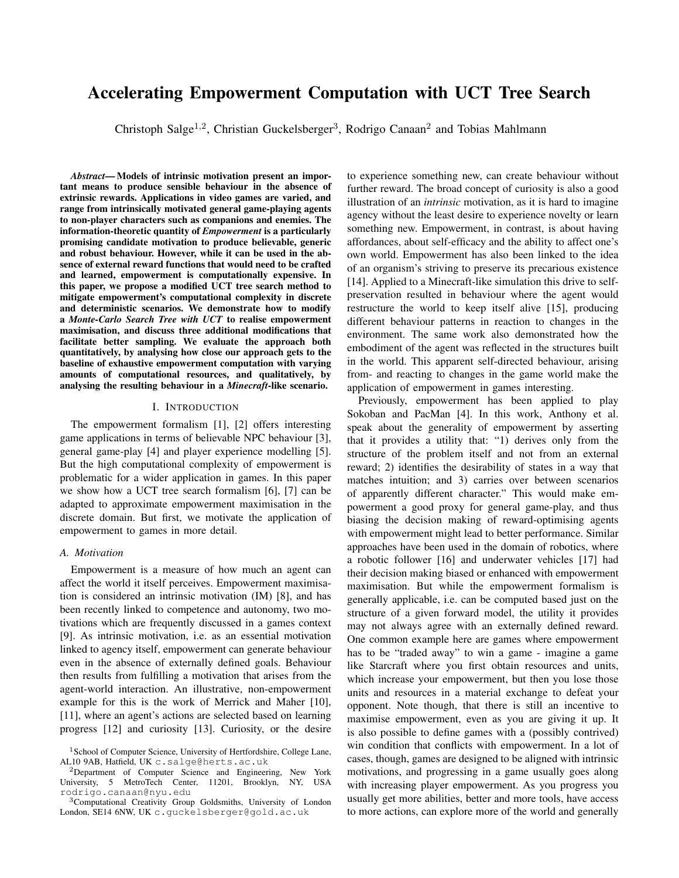# Accelerating Empowerment Computation with UCT Tree Search

Christoph Salge[1,2], Christian Guckelsberger[3], Rodrigo Canaan[2] and Tobias Mahlmann

***Abstract*— Models of intrinsic motivation present an important means to produce sensible behaviour in the absence of extrinsic rewards. Applications in video games are varied, and range from intrinsically motivated general game-playing agents to non-player characters such as companions and enemies. The information-theoretic quantity of *Empowerment* is a particularly promising candidate motivation to produce believable, generic and robust behaviour. However, while it can be used in the absence of external reward functions that would need to be crafted and learned, empowerment is computationally expensive. In this paper, we propose a modified UCT tree search method to mitigate empowerment's computational complexity in discrete and deterministic scenarios. We demonstrate how to modify a *Monte-Carlo Search Tree with UCT* to realise empowerment maximisation, and discuss three additional modifications that facilitate better sampling. We evaluate the approach both quantitatively, by analysing how close our approach gets to the baseline of exhaustive empowerment computation with varying amounts of computational resources, and qualitatively, by analysing the resulting behaviour in a *Minecraft*-like scenario.**

## I. Introduction

The empowerment formalism [1], [2] offers interesting game applications in terms of believable NPC behaviour [3], general game-play [4] and player experience modelling [5]. But the high computational complexity of empowerment is problematic for a wider application in games. In this paper we show how a UCT tree search formalism [6], [7] can be adapted to approximate empowerment maximisation in the discrete domain. But first, we motivate the application of empowerment to games in more detail.

### A. Motivation

Empowerment is a measure of how much an agent can affect the world it itself perceives. Empowerment maximisation is considered an intrinsic motivation (IM) [8], and has been recently linked to competence and autonomy, two motivations which are frequently discussed in a games context [9]. As intrinsic motivation, i.e. as an essential motivation linked to agency itself, empowerment can generate behaviour even in the absence of externally defined goals. Behaviour then results from fulfilling a motivation that arises from the agent-world interaction. An illustrative, non-empowerment example for this is the work of Merrick and Maher [10], [11], where an agent's actions are selected based on learning progress [12] and curiosity [13]. Curiosity, or the desire to experience something new, can create behaviour without further reward. The broad concept of curiosity is also a good illustration of an *intrinsic* motivation, as it is hard to imagine agency without the least desire to experience novelty or learn something new. Empowerment, in contrast, is about having affordances, about self-efficacy and the ability to affect one's own world. Empowerment has also been linked to the idea of an organism's striving to preserve its precarious existence [14]. Applied to a Minecraft-like simulation this drive to self-preservation resulted in behaviour where the agent would restructure the world to keep itself alive [15], producing different behaviour patterns in reaction to changes in the environment. The same work also demonstrated how the embodiment of the agent was reflected in the structures built in the world. This apparent self-directed behaviour, arising from- and reacting to changes in the game world make the application of empowerment in games interesting.

Previously, empowerment has been applied to play Sokoban and PacMan [4]. In this work, Anthony et al. speak about the generality of empowerment by asserting that it provides a utility that: "1) derives only from the structure of the problem itself and not from an external reward; 2) identifies the desirability of states in a way that matches intuition; and 3) carries over between scenarios of apparently different character." This would make empowerment a good proxy for general game-play, and thus biasing the decision making of reward-optimising agents with empowerment might lead to better performance. Similar approaches have been used in the domain of robotics, where a robotic follower [16] and underwater vehicles [17] had their decision making biased or enhanced with empowerment maximisation. But while the empowerment formalism is generally applicable, i.e. can be computed based just on the structure of a given forward model, the utility it provides may not always agree with an externally defined reward. One common example here are games where empowerment has to be "traded away" to win a game - imagine a game like Starcraft where you first obtain resources and units, which increase your empowerment, but then you lose those units and resources in a material exchange to defeat your opponent. Note though, that there is still an incentive to maximise empowerment, even as you are giving it up. It is also possible to define games with a (possibly contrived) win condition that conflicts with empowerment. In a lot of cases, though, games are designed to be aligned with intrinsic motivations, and progressing in a game usually goes along with increasing player empowerment. As you progress you usually get more abilities, better and more tools, have access to more actions, can explore more of the world and generally

[1]School of Computer Science, University of Hertfordshire, College Lane, AL10 9AB, Hatfield, UK c.salge@herts.ac.uk

[2]Department of Computer Science and Engineering, New York University, 5 MetroTech Center, 11201, Brooklyn, NY, USA rodrigo.canaan@nyu.edu

[3]Computational Creativity Group Goldsmiths, University of London London, SE14 6NW, UK c.guckelsberger@gold.ac.uk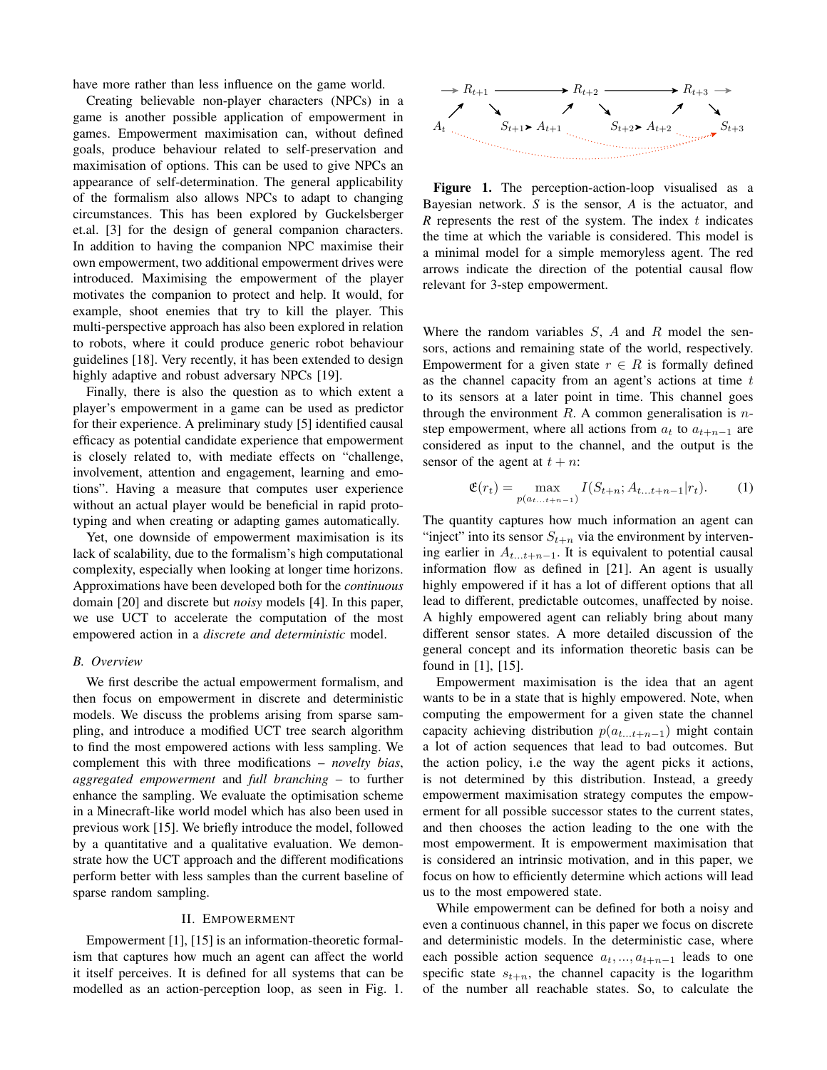have more rather than less influence on the game world.

Creating believable non-player characters (NPCs) in a game is another possible application of empowerment in games. Empowerment maximisation can, without defined goals, produce behaviour related to self-preservation and maximisation of options. This can be used to give NPCs an appearance of self-determination. The general applicability of the formalism also allows NPCs to adapt to changing circumstances. This has been explored by Guckelsberger et.al. [3] for the design of general companion characters. In addition to having the companion NPC maximise their own empowerment, two additional empowerment drives were introduced. Maximising the empowerment of the player motivates the companion to protect and help. It would, for example, shoot enemies that try to kill the player. This multi-perspective approach has also been explored in relation to robots, where it could produce generic robot behaviour guidelines [18]. Very recently, it has been extended to design highly adaptive and robust adversary NPCs [19].

Finally, there is also the question as to which extent a player's empowerment in a game can be used as predictor for their experience. A preliminary study [5] identified causal efficacy as potential candidate experience that empowerment is closely related to, with mediate effects on "challenge, involvement, attention and engagement, learning and emotions". Having a measure that computes user experience without an actual player would be beneficial in rapid prototyping and when creating or adapting games automatically.

Yet, one downside of empowerment maximisation is its lack of scalability, due to the formalism's high computational complexity, especially when looking at longer time horizons. Approximations have been developed both for the *continuous* domain [20] and discrete but *noisy* models [4]. In this paper, we use UCT to accelerate the computation of the most empowered action in a *discrete and deterministic* model.

### B. Overview

We first describe the actual empowerment formalism, and then focus on empowerment in discrete and deterministic models. We discuss the problems arising from sparse sampling, and introduce a modified UCT tree search algorithm to find the most empowered actions with less sampling. We complement this with three modifications – *novelty bias*, *aggregated empowerment* and *full branching* – to further enhance the sampling. We evaluate the optimisation scheme in a Minecraft-like world model which has also been used in previous work [15]. We briefly introduce the model, followed by a quantitative and a qualitative evaluation. We demonstrate how the UCT approach and the different modifications perform better with less samples than the current baseline of sparse random sampling.

## II. Empowerment

Empowerment [1], [15] is an information-theoretic formalism that captures how much an agent can affect the world it itself perceives. It is defined for all systems that can be modelled as an action-perception loop, as seen in Fig. 1.

**Figure 1.** The perception-action-loop visualised as a Bayesian network. *S* is the sensor, *A* is the actuator, and *R* represents the rest of the system. The index $t$ indicates the time at which the variable is considered. This model is a minimal model for a simple memoryless agent. The red arrows indicate the direction of the potential causal flow relevant for 3-step empowerment.

Where the random variables $S$, $A$ and $R$ model the sensors, actions and remaining state of the world, respectively. Empowerment for a given state $r \in R$ is formally defined as the channel capacity from an agent's actions at time $t$ to its sensors at a later point in time. This channel goes through the environment $R$. A common generalisation is $n$-step empowerment, where all actions from $a_t$ to $a_{t+n-1}$ are considered as input to the channel, and the output is the sensor of the agent at $t+n$:

$$\mathfrak{E}(r_t) = \max_{p(a_{t...t+n-1})} I(S_{t+n}; A_{t...t+n-1}|r_t). \tag{1}$$

The quantity captures how much information an agent can "inject" into its sensor $S_{t+n}$ via the environment by intervening earlier in $A_{t...t+n-1}$. It is equivalent to potential causal information flow as defined in [21]. An agent is usually highly empowered if it has a lot of different options that all lead to different, predictable outcomes, unaffected by noise. A highly empowered agent can reliably bring about many different sensor states. A more detailed discussion of the general concept and its information theoretic basis can be found in [1], [15].

Empowerment maximisation is the idea that an agent wants to be in a state that is highly empowered. Note, when computing the empowerment for a given state the channel capacity achieving distribution $p(a_{t...t+n-1})$ might contain a lot of action sequences that lead to bad outcomes. But the action policy, i.e the way the agent picks it actions, is not determined by this distribution. Instead, a greedy empowerment maximisation strategy computes the empowerment for all possible successor states to the current states, and then chooses the action leading to the one with the most empowerment. It is empowerment maximisation that is considered an intrinsic motivation, and in this paper, we focus on how to efficiently determine which actions will lead us to the most empowered state.

While empowerment can be defined for both a noisy and even a continuous channel, in this paper we focus on discrete and deterministic models. In the deterministic case, where each possible action sequence $a_t, ..., a_{t+n-1}$ leads to one specific state $s_{t+n}$, the channel capacity is the logarithm of the number all reachable states. So, to calculate the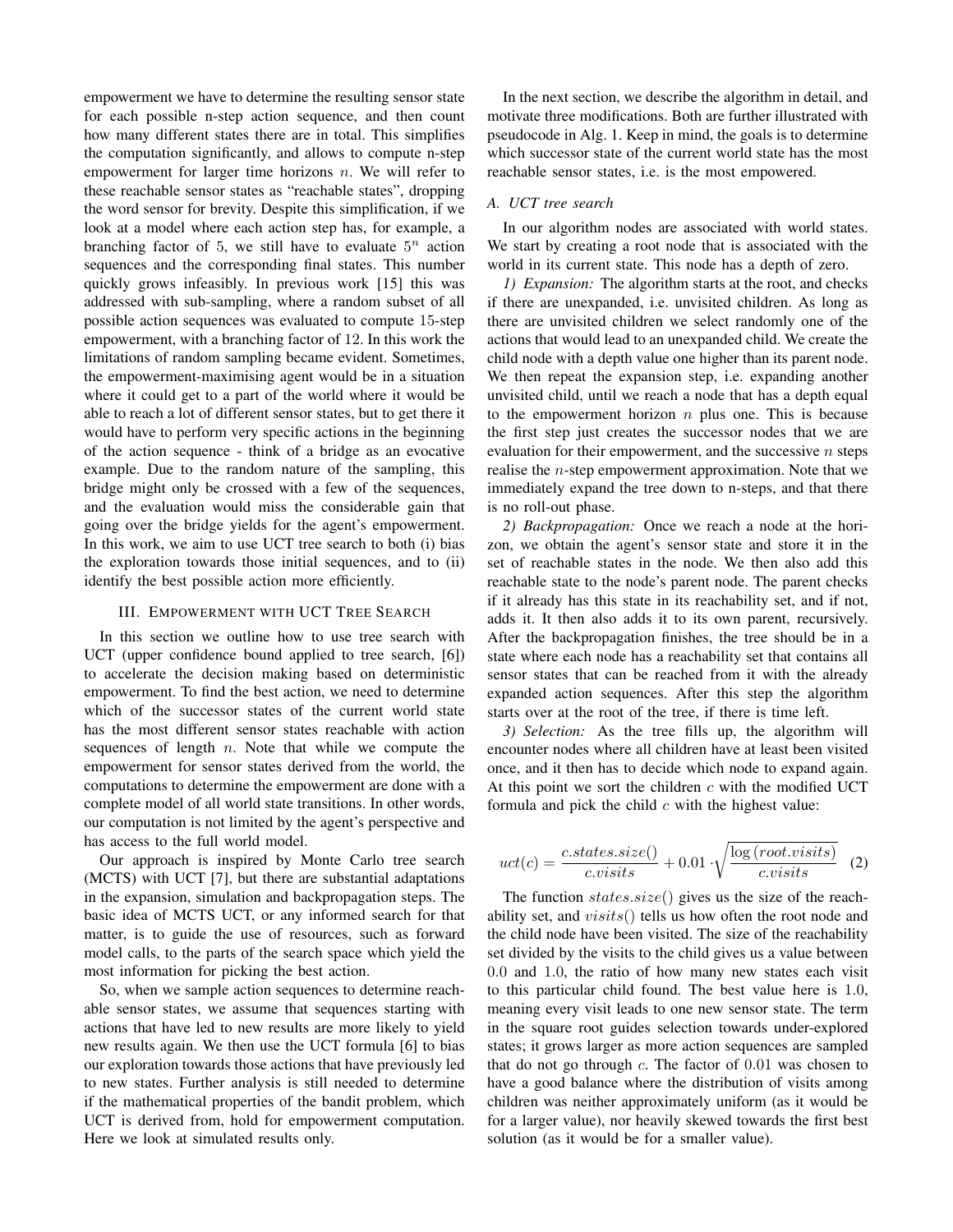empowerment we have to determine the resulting sensor state for each possible n-step action sequence, and then count how many different states there are in total. This simplifies the computation significantly, and allows to compute n-step empowerment for larger time horizons $n$. We will refer to these reachable sensor states as "reachable states", dropping the word sensor for brevity. Despite this simplification, if we look at a model where each action step has, for example, a branching factor of 5, we still have to evaluate $5^n$ action sequences and the corresponding final states. This number quickly grows infeasibly. In previous work [15] this was addressed with sub-sampling, where a random subset of all possible action sequences was evaluated to compute 15-step empowerment, with a branching factor of 12. In this work the limitations of random sampling became evident. Sometimes, the empowerment-maximising agent would be in a situation where it could get to a part of the world where it would be able to reach a lot of different sensor states, but to get there it would have to perform very specific actions in the beginning of the action sequence - think of a bridge as an evocative example. Due to the random nature of the sampling, this bridge might only be crossed with a few of the sequences, and the evaluation would miss the considerable gain that going over the bridge yields for the agent's empowerment. In this work, we aim to use UCT tree search to both (i) bias the exploration towards those initial sequences, and to (ii) identify the best possible action more efficiently.

## III. Empowerment with UCT Tree Search

In this section we outline how to use tree search with UCT (upper confidence bound applied to tree search, [6]) to accelerate the decision making based on deterministic empowerment. To find the best action, we need to determine which of the successor states of the current world state has the most different sensor states reachable with action sequences of length $n$. Note that while we compute the empowerment for sensor states derived from the world, the computations to determine the empowerment are done with a complete model of all world state transitions. In other words, our computation is not limited by the agent's perspective and has access to the full world model.

Our approach is inspired by Monte Carlo tree search (MCTS) with UCT [7], but there are substantial adaptations in the expansion, simulation and backpropagation steps. The basic idea of MCTS UCT, or any informed search for that matter, is to guide the use of resources, such as forward model calls, to the parts of the search space which yield the most information for picking the best action.

So, when we sample action sequences to determine reachable sensor states, we assume that sequences starting with actions that have led to new results are more likely to yield new results again. We then use the UCT formula [6] to bias our exploration towards those actions that have previously led to new states. Further analysis is still needed to determine if the mathematical properties of the bandit problem, which UCT is derived from, hold for empowerment computation. Here we look at simulated results only.

In the next section, we describe the algorithm in detail, and motivate three modifications. Both are further illustrated with pseudocode in Alg. 1. Keep in mind, the goals is to determine which successor state of the current world state has the most reachable sensor states, i.e. is the most empowered.

### A. UCT tree search

In our algorithm nodes are associated with world states. We start by creating a root node that is associated with the world in its current state. This node has a depth of zero.

*1) Expansion:* The algorithm starts at the root, and checks if there are unexpanded, i.e. unvisited children. As long as there are unvisited children we select randomly one of the actions that would lead to an unexpanded child. We create the child node with a depth value one higher than its parent node. We then repeat the expansion step, i.e. expanding another unvisited child, until we reach a node that has a depth equal to the empowerment horizon $n$ plus one. This is because the first step just creates the successor nodes that we are evaluation for their empowerment, and the successive $n$ steps realise the $n$-step empowerment approximation. Note that we immediately expand the tree down to n-steps, and that there is no roll-out phase.

*2) Backpropagation:* Once we reach a node at the horizon, we obtain the agent's sensor state and store it in the set of reachable states in the node. We then also add this reachable state to the node's parent node. The parent checks if it already has this state in its reachability set, and if not, adds it. It then also adds it to its own parent, recursively. After the backpropagation finishes, the tree should be in a state where each node has a reachability set that contains all sensor states that can be reached from it with the already expanded action sequences. After this step the algorithm starts over at the root of the tree, if there is time left.

*3) Selection:* As the tree fills up, the algorithm will encounter nodes where all children have at least been visited once, and it then has to decide which node to expand again. At this point we sort the children $c$ with the modified UCT formula and pick the child $c$ with the highest value:

$$uct(c) = \frac{c.states.size()}{c.visits} + 0.01 \cdot \sqrt{\frac{\log(root.visits)}{c.visits}} \quad (2)$$

The function $states.size()$ gives us the size of the reachability set, and $visits()$ tells us how often the root node and the child node have been visited. The size of the reachability set divided by the visits to the child gives us a value between 0.0 and 1.0, the ratio of how many new states each visit to this particular child found. The best value here is 1.0, meaning every visit leads to one new sensor state. The term in the square root guides selection towards under-explored states; it grows larger as more action sequences are sampled that do not go through $c$. The factor of 0.01 was chosen to have a good balance where the distribution of visits among children was neither approximately uniform (as it would be for a larger value), nor heavily skewed towards the first best solution (as it would be for a smaller value).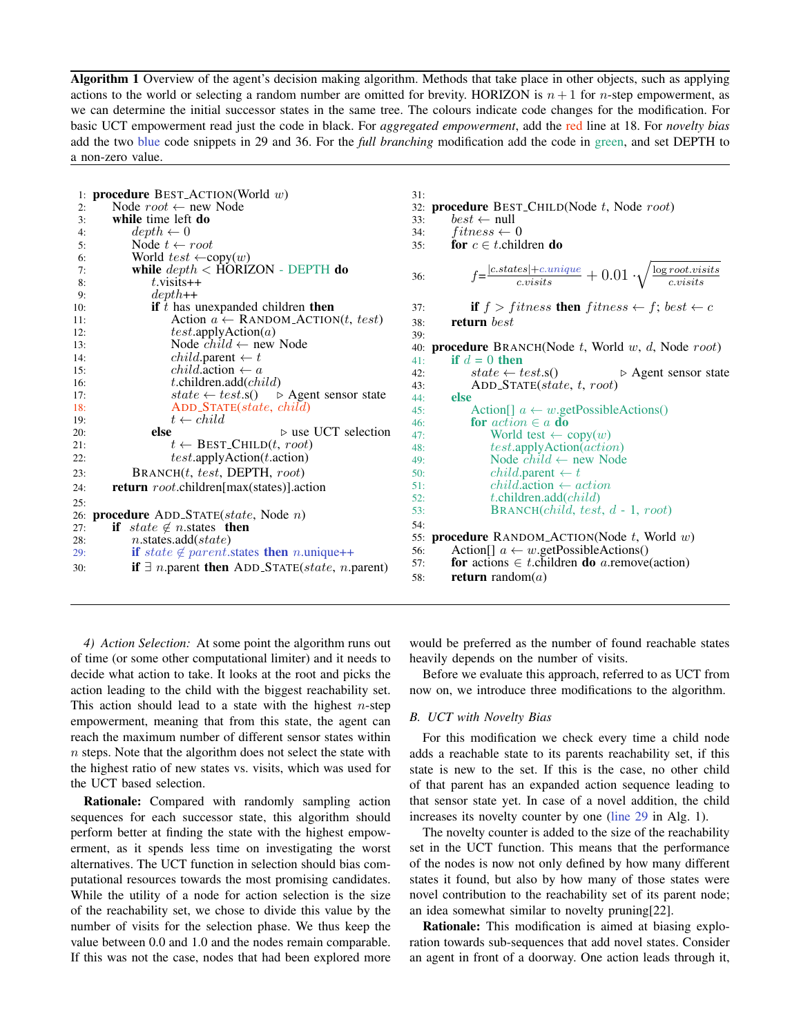**Algorithm 1** Overview of the agent's decision making algorithm. Methods that take place in other objects, such as applying actions to the world or selecting a random number are omitted for brevity. HORIZON is $n+1$ for $n$-step empowerment, as we can determine the initial successor states in the same tree. The colours indicate code changes for the modification. For basic UCT empowerment read just the code in black. For *aggregated empowerment*, add the red line at 18. For *novelty bias* add the two blue code snippets in 29 and 36. For the *full branching* modification add the code in green, and set DEPTH to a non-zero value.

```
1:  procedure BEST_ACTION(World w)
2:      Node root ← new Node
3:      while time left do
4:          depth ← 0
5:          Node t ← root
6:          World test ← copy(w)
7:          while depth < HORIZON - DEPTH do
8:              t.visits++
9:              depth++
10:             if t has unexpanded children then
11:                 Action a ← RANDOM_ACTION(t, test)
12:                 test.applyAction(a)
13:                 Node child ← new Node
14:                 child.parent ← t
15:                 child.action ← a
16:                 t.children.add(child)
17:                 state ← test.s()        ▷ Agent sensor state
18:                 ADD_STATE(state, child)
19:                 t ← child
20:             else                        ▷ use UCT selection
21:                 t ← BEST_CHILD(t, root)
22:                 test.applyAction(t.action)
23:         BRANCH(t, test, DEPTH, root)
24:     return root.children[max(states)].action
25:
26: procedure ADD_STATE(state, Node n)
27:     if state ∉ n.states then
28:         n.states.add(state)
29:         if state ∉ parent.states then n.unique++
30:         if ∃ n.parent then ADD_STATE(state, n.parent)
31:
32: procedure BEST_CHILD(Node t, Node root)
33:     best ← null
34:     fitness ← 0
35:     for c ∈ t.children do
36:         f = (|c.states| + c.unique) / c.visits + 0.01 · sqrt(log root.visits / c.visits)
37:         if f > fitness then fitness ← f; best ← c
38:     return best
39:
40: procedure BRANCH(Node t, World w, d, Node root)
41:     if d = 0 then
42:         state ← test.s()                ▷ Agent sensor state
43:         ADD_STATE(state, t, root)
44:     else
45:         Action[] a ← w.getPossibleActions()
46:         for action ∈ a do
47:             World test ← copy(w)
48:             test.applyAction(action)
49:             Node child ← new Node
50:             child.parent ← t
51:             child.action ← action
52:             t.children.add(child)
53:             BRANCH(child, test, d - 1, root)
54:
55: procedure RANDOM_ACTION(Node t, World w)
56:     Action[] a ← w.getPossibleActions()
57:     for actions ∈ t.children do a.remove(action)
58:     return random(a)
```

*4) Action Selection:* At some point the algorithm runs out of time (or some other computational limiter) and it needs to decide what action to take. It looks at the root and picks the action leading to the child with the biggest reachability set. This action should lead to a state with the highest $n$-step empowerment, meaning that from this state, the agent can reach the maximum number of different sensor states within $n$ steps. Note that the algorithm does not select the state with the highest ratio of new states vs. visits, which was used for the UCT based selection.

**Rationale:** Compared with randomly sampling action sequences for each successor state, this algorithm should perform better at finding the state with the highest empowerment, as it spends less time on investigating the worst alternatives. The UCT function in selection should bias computational resources towards the most promising candidates. While the utility of a node for action selection is the size of the reachability set, we chose to divide this value by the number of visits for the selection phase. We thus keep the value between 0.0 and 1.0 and the nodes remain comparable. If this was not the case, nodes that had been explored more would be preferred as the number of found reachable states heavily depends on the number of visits.

Before we evaluate this approach, referred to as UCT from now on, we introduce three modifications to the algorithm.

### B. UCT with Novelty Bias

For this modification we check every time a child node adds a reachable state to its parents reachability set, if this state is new to the set. If this is the case, no other child of that parent has an expanded action sequence leading to that sensor state yet. In case of a novel addition, the child increases its novelty counter by one (line 29 in Alg. 1).

The novelty counter is added to the size of the reachability set in the UCT function. This means that the performance of the nodes is now not only defined by how many different states it found, but also by how many of those states were novel contribution to the reachability set of its parent node; an idea somewhat similar to novelty pruning[22].

**Rationale:** This modification is aimed at biasing exploration towards sub-sequences that add novel states. Consider an agent in front of a doorway. One action leads through it,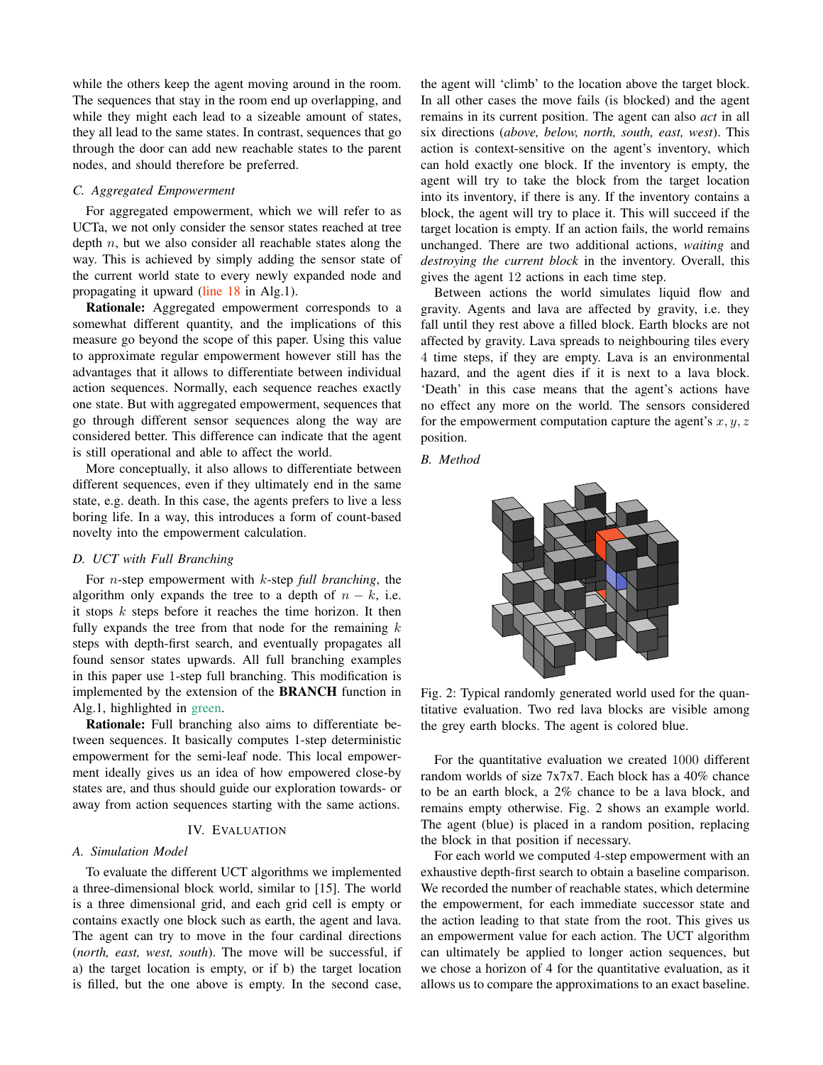while the others keep the agent moving around in the room. The sequences that stay in the room end up overlapping, and while they might each lead to a sizeable amount of states, they all lead to the same states. In contrast, sequences that go through the door can add new reachable states to the parent nodes, and should therefore be preferred.

### C. Aggregated Empowerment

For aggregated empowerment, which we will refer to as UCTa, we not only consider the sensor states reached at tree depth $n$, but we also consider all reachable states along the way. This is achieved by simply adding the sensor state of the current world state to every newly expanded node and propagating it upward (line 18 in Alg.1).

**Rationale:** Aggregated empowerment corresponds to a somewhat different quantity, and the implications of this measure go beyond the scope of this paper. Using this value to approximate regular empowerment however still has the advantages that it allows to differentiate between individual action sequences. Normally, each sequence reaches exactly one state. But with aggregated empowerment, sequences that go through different sensor sequences along the way are considered better. This difference can indicate that the agent is still operational and able to affect the world.

More conceptually, it also allows to differentiate between different sequences, even if they ultimately end in the same state, e.g. death. In this case, the agents prefers to live a less boring life. In a way, this introduces a form of count-based novelty into the empowerment calculation.

### D. UCT with Full Branching

For $n$-step empowerment with $k$-step *full branching*, the algorithm only expands the tree to a depth of $n - k$, i.e. it stops $k$ steps before it reaches the time horizon. It then fully expands the tree from that node for the remaining $k$ steps with depth-first search, and eventually propagates all found sensor states upwards. All full branching examples in this paper use 1-step full branching. This modification is implemented by the extension of the **BRANCH** function in Alg.1, highlighted in green.

**Rationale:** Full branching also aims to differentiate between sequences. It basically computes 1-step deterministic empowerment for the semi-leaf node. This local empowerment ideally gives us an idea of how empowered close-by states are, and thus should guide our exploration towards- or away from action sequences starting with the same actions.

## IV. Evaluation

### A. Simulation Model

To evaluate the different UCT algorithms we implemented a three-dimensional block world, similar to [15]. The world is a three dimensional grid, and each grid cell is empty or contains exactly one block such as earth, the agent and lava. The agent can try to move in the four cardinal directions (*north, east, west, south*). The move will be successful, if a) the target location is empty, or if b) the target location is filled, but the one above is empty. In the second case, the agent will 'climb' to the location above the target block. In all other cases the move fails (is blocked) and the agent remains in its current position. The agent can also *act* in all six directions (*above, below, north, south, east, west*). This action is context-sensitive on the agent's inventory, which can hold exactly one block. If the inventory is empty, the agent will try to take the block from the target location into its inventory, if there is any. If the inventory contains a block, the agent will try to place it. This will succeed if the target location is empty. If an action fails, the world remains unchanged. There are two additional actions, *waiting* and *destroying the current block* in the inventory. Overall, this gives the agent 12 actions in each time step.

Between actions the world simulates liquid flow and gravity. Agents and lava are affected by gravity, i.e. they fall until they rest above a filled block. Earth blocks are not affected by gravity. Lava spreads to neighbouring tiles every 4 time steps, if they are empty. Lava is an environmental hazard, and the agent dies if it is next to a lava block. 'Death' in this case means that the agent's actions have no effect any more on the world. The sensors considered for the empowerment computation capture the agent's $x, y, z$ position.

### B. Method

Fig. 2: Typical randomly generated world used for the quantitative evaluation. Two red lava blocks are visible among the grey earth blocks. The agent is colored blue.

For the quantitative evaluation we created 1000 different random worlds of size 7x7x7. Each block has a 40% chance to be an earth block, a 2% chance to be a lava block, and remains empty otherwise. Fig. 2 shows an example world. The agent (blue) is placed in a random position, replacing the block in that position if necessary.

For each world we computed 4-step empowerment with an exhaustive depth-first search to obtain a baseline comparison. We recorded the number of reachable states, which determine the empowerment, for each immediate successor state and the action leading to that state from the root. This gives us an empowerment value for each action. The UCT algorithm can ultimately be applied to longer action sequences, but we chose a horizon of 4 for the quantitative evaluation, as it allows us to compare the approximations to an exact baseline.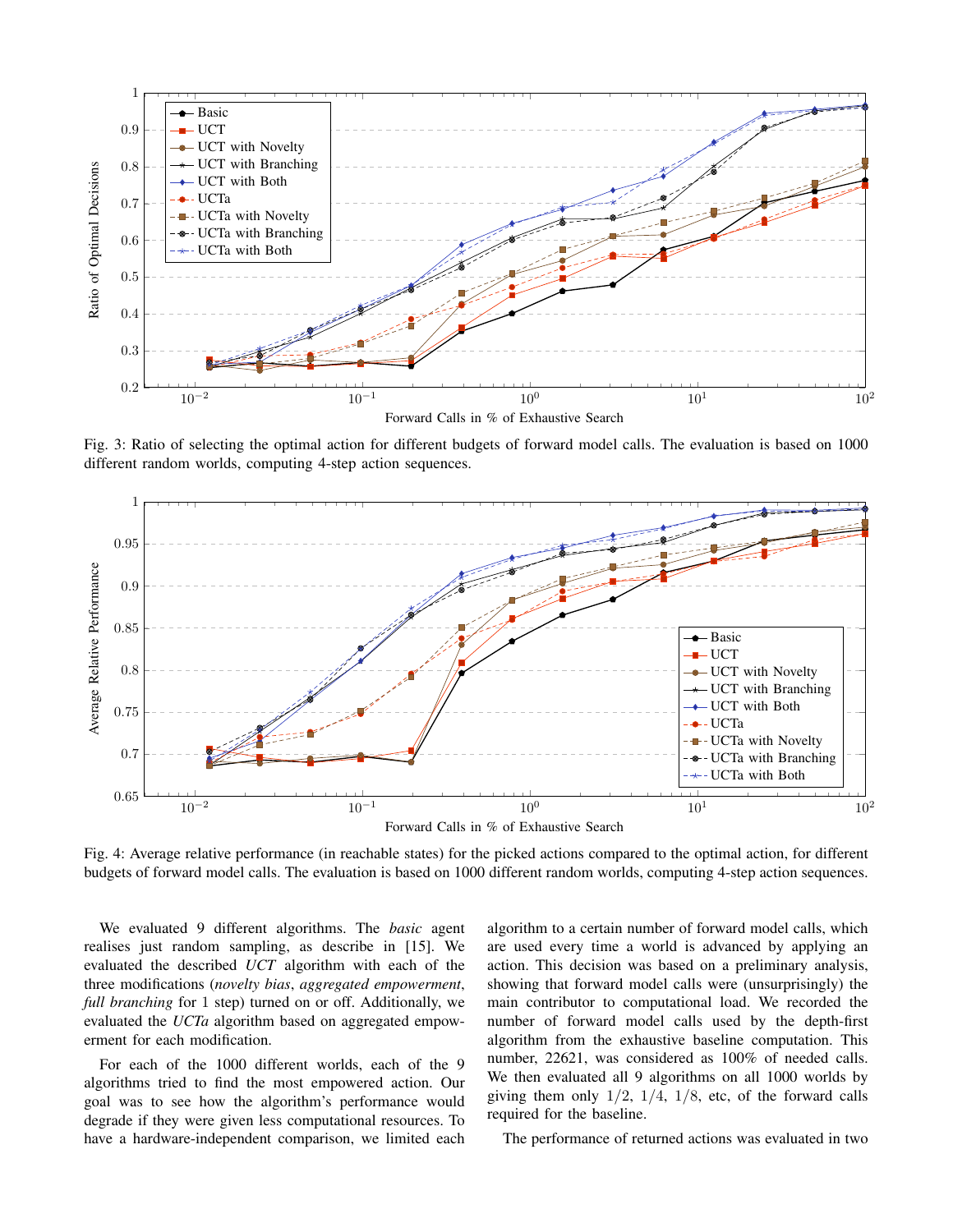Fig. 3: Ratio of selecting the optimal action for different budgets of forward model calls. The evaluation is based on 1000 different random worlds, computing 4-step action sequences.

Fig. 4: Average relative performance (in reachable states) for the picked actions compared to the optimal action, for different budgets of forward model calls. The evaluation is based on 1000 different random worlds, computing 4-step action sequences.

We evaluated 9 different algorithms. The *basic* agent realises just random sampling, as describe in [15]. We evaluated the described *UCT* algorithm with each of the three modifications (*novelty bias*, *aggregated empowerment*, *full branching* for 1 step) turned on or off. Additionally, we evaluated the *UCTa* algorithm based on aggregated empowerment for each modification.

For each of the 1000 different worlds, each of the 9 algorithms tried to find the most empowered action. Our goal was to see how the algorithm's performance would degrade if they were given less computational resources. To have a hardware-independent comparison, we limited each algorithm to a certain number of forward model calls, which are used every time a world is advanced by applying an action. This decision was based on a preliminary analysis, showing that forward model calls were (unsurprisingly) the main contributor to computational load. We recorded the number of forward model calls used by the depth-first algorithm from the exhaustive baseline computation. This number, 22621, was considered as 100% of needed calls. We then evaluated all 9 algorithms on all 1000 worlds by giving them only $1/2$, $1/4$, $1/8$, etc, of the forward calls required for the baseline.

The performance of returned actions was evaluated in two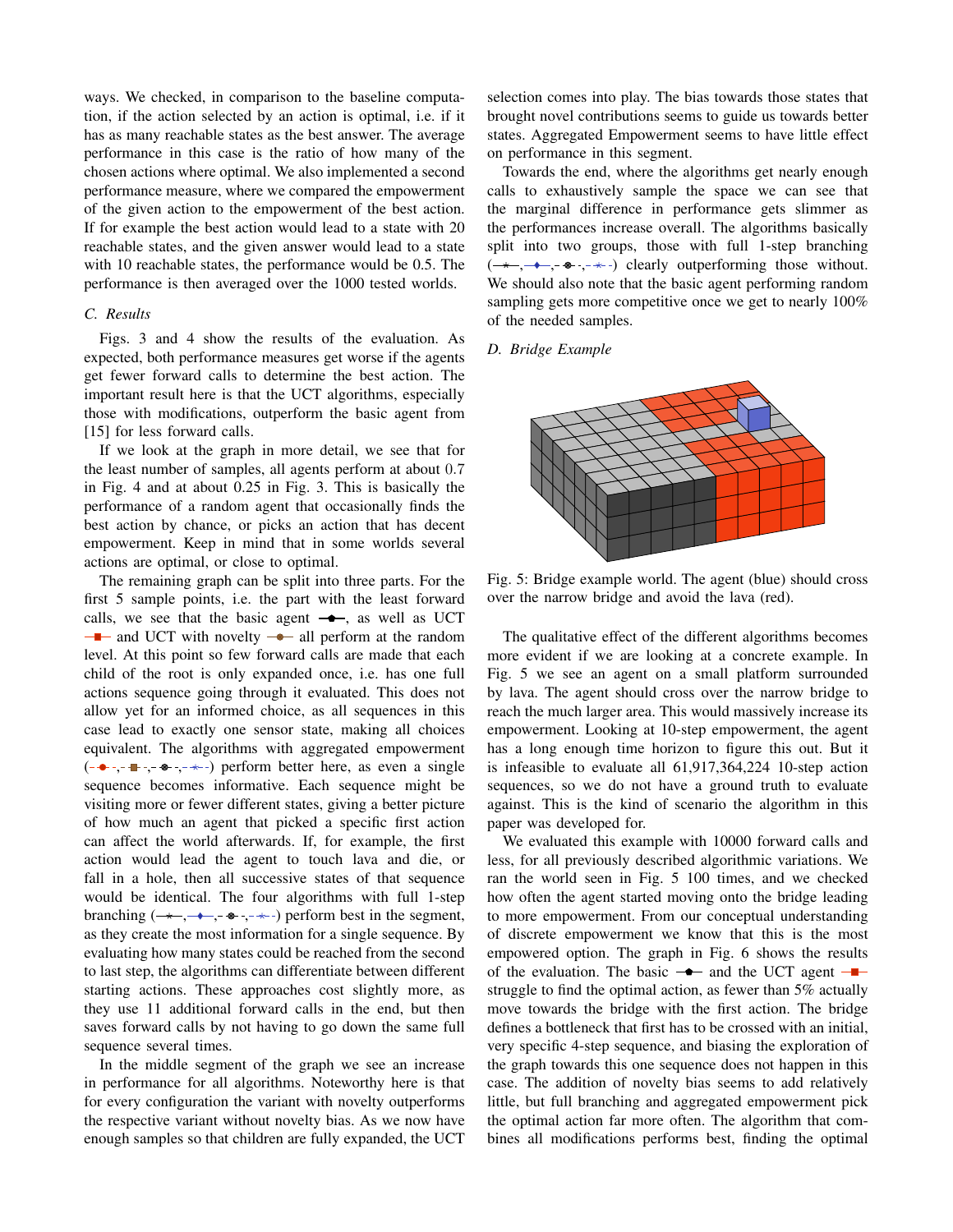ways. We checked, in comparison to the baseline computation, if the action selected by an action is optimal, i.e. if it has as many reachable states as the best answer. The average performance in this case is the ratio of how many of the chosen actions where optimal. We also implemented a second performance measure, where we compared the empowerment of the given action to the empowerment of the best action. If for example the best action would lead to a state with 20 reachable states, and the given answer would lead to a state with 10 reachable states, the performance would be 0.5. The performance is then averaged over the 1000 tested worlds.

### C. Results

Figs. 3 and 4 show the results of the evaluation. As expected, both performance measures get worse if the agents get fewer forward calls to determine the best action. The important result here is that the UCT algorithms, especially those with modifications, outperform the basic agent from [15] for less forward calls.

If we look at the graph in more detail, we see that for the least number of samples, all agents perform at about $0.7$ in Fig. 4 and at about $0.25$ in Fig. 3. This is basically the performance of a random agent that occasionally finds the best action by chance, or picks an action that has decent empowerment. Keep in mind that in some worlds several actions are optimal, or close to optimal.

The remaining graph can be split into three parts. For the first 5 sample points, i.e. the part with the least forward calls, we see that the basic agent, as well as UCT and UCT with novelty all perform at the random level. At this point so few forward calls are made that each child of the root is only expanded once, i.e. has one full actions sequence going through it evaluated. This does not allow yet for an informed choice, as all sequences in this case lead to exactly one sensor state, making all choices equivalent. The algorithms with aggregated empowerment perform better here, as even a single sequence becomes informative. Each sequence might be visiting more or fewer different states, giving a better picture of how much an agent that picked a specific first action can affect the world afterwards. If, for example, the first action would lead the agent to touch lava and die, or fall in a hole, then all successive states of that sequence would be identical. The four algorithms with full 1-step branching perform best in the segment, as they create the most information for a single sequence. By evaluating how many states could be reached from the second to last step, the algorithms can differentiate between different starting actions. These approaches cost slightly more, as they use 11 additional forward calls in the end, but then saves forward calls by not having to go down the same full sequence several times.

In the middle segment of the graph we see an increase in performance for all algorithms. Noteworthy here is that for every configuration the variant with novelty outperforms the respective variant without novelty bias. As we now have enough samples so that children are fully expanded, the UCT selection comes into play. The bias towards those states that brought novel contributions seems to guide us towards better states. Aggregated Empowerment seems to have little effect on performance in this segment.

Towards the end, where the algorithms get nearly enough calls to exhaustively sample the space we can see that the marginal difference in performance gets slimmer as the performances increase overall. The algorithms basically split into two groups, those with full 1-step branching clearly outperforming those without. We should also note that the basic agent performing random sampling gets more competitive once we get to nearly 100% of the needed samples.

### D. Bridge Example

Fig. 5: Bridge example world. The agent (blue) should cross over the narrow bridge and avoid the lava (red).

The qualitative effect of the different algorithms becomes more evident if we are looking at a concrete example. In Fig. 5 we see an agent on a small platform surrounded by lava. The agent should cross over the narrow bridge to reach the much larger area. This would massively increase its empowerment. Looking at 10-step empowerment, the agent has a long enough time horizon to figure this out. But it is infeasible to evaluate all 61,917,364,224 10-step action sequences, so we do not have a ground truth to evaluate against. This is the kind of scenario the algorithm in this paper was developed for.

We evaluated this example with 10000 forward calls and less, for all previously described algorithmic variations. We ran the world seen in Fig. 5 100 times, and we checked how often the agent started moving onto the bridge leading to more empowerment. From our conceptual understanding of discrete empowerment we know that this is the most empowered option. The graph in Fig. 6 shows the results of the evaluation. The basic and the UCT agent struggle to find the optimal action, as fewer than 5% actually move towards the bridge with the first action. The bridge defines a bottleneck that first has to be crossed with an initial, very specific 4-step sequence, and biasing the exploration of the graph towards this one sequence does not happen in this case. The addition of novelty bias seems to add relatively little, but full branching and aggregated empowerment pick the optimal action far more often. The algorithm that combines all modifications performs best, finding the optimal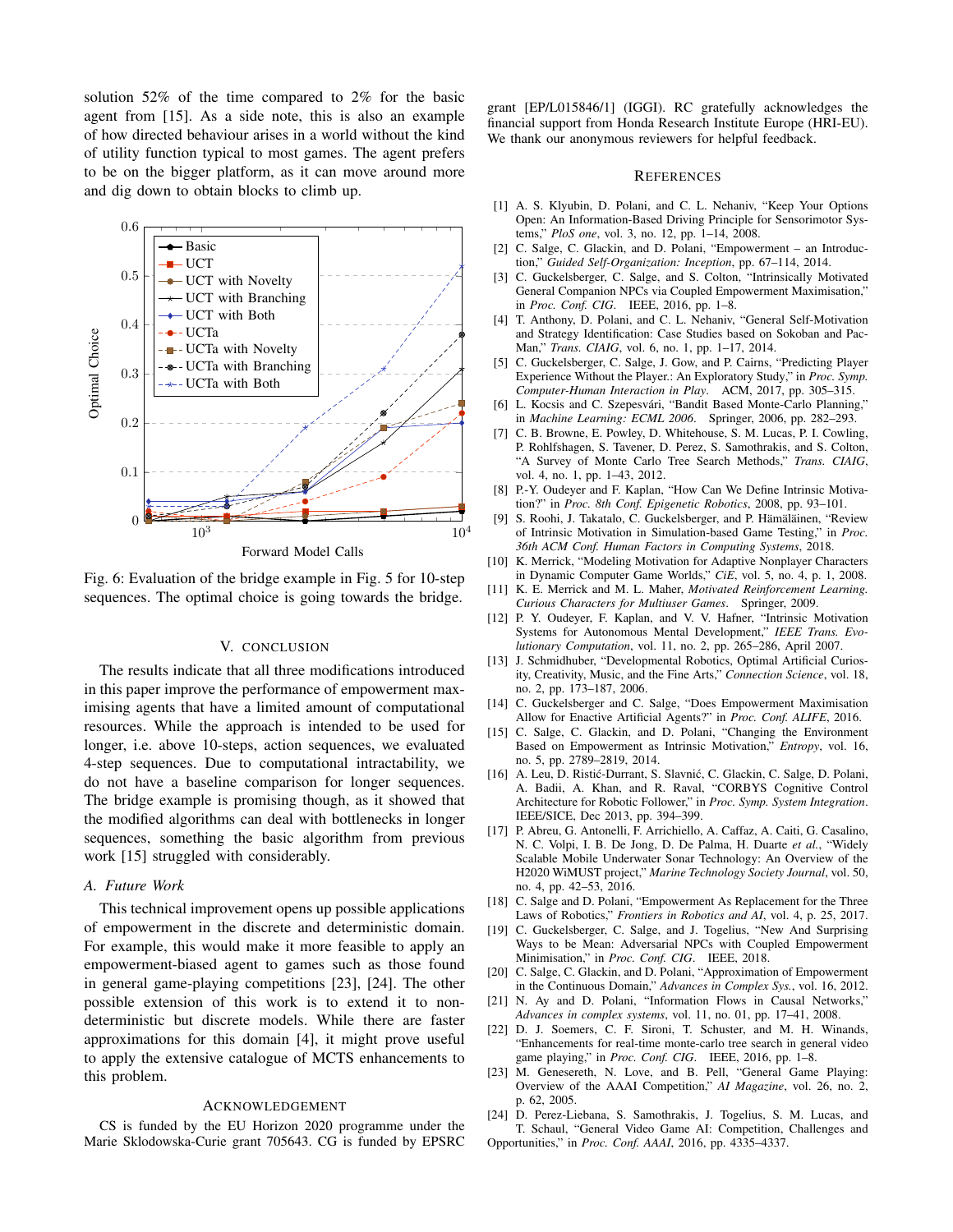solution 52% of the time compared to 2% for the basic agent from [15]. As a side note, this is also an example of how directed behaviour arises in a world without the kind of utility function typical to most games. The agent prefers to be on the bigger platform, as it can move around more and dig down to obtain blocks to climb up.

0.6
0.5
0.4
0.3
0.2
0.1
0
Optimal Choice
$10^3$
$10^4$
Forward Model Calls
Basic
UCT
UCT with Novelty
UCT with Branching
UCT with Both
UCTa
UCTa with Novelty
UCTa with Branching
UCTa with Both

Fig. 6: Evaluation of the bridge example in Fig. 5 for 10-step sequences. The optimal choice is going towards the bridge.

## V. CONCLUSION

The results indicate that all three modifications introduced in this paper improve the performance of empowerment maximising agents that have a limited amount of computational resources. While the approach is intended to be used for longer, i.e. above 10-steps, action sequences, we evaluated 4-step sequences. Due to computational intractability, we do not have a baseline comparison for longer sequences. The bridge example is promising though, as it showed that the modified algorithms can deal with bottlenecks in longer sequences, something the basic algorithm from previous work [15] struggled with considerably.

### A. Future Work

This technical improvement opens up possible applications of empowerment in the discrete and deterministic domain. For example, this would make it more feasible to apply an empowerment-biased agent to games such as those found in general game-playing competitions [23], [24]. The other possible extension of this work is to extend it to non-deterministic but discrete models. While there are faster approximations for this domain [4], it might prove useful to apply the extensive catalogue of MCTS enhancements to this problem.

## ACKNOWLEDGEMENT

CS is funded by the EU Horizon 2020 programme under the Marie Sklodowska-Curie grant 705643. CG is funded by EPSRC grant [EP/L015846/1] (IGGI). RC gratefully acknowledges the financial support from Honda Research Institute Europe (HRI-EU). We thank our anonymous reviewers for helpful feedback.

## REFERENCES

[1] A. S. Klyubin, D. Polani, and C. L. Nehaniv, "Keep Your Options Open: An Information-Based Driving Principle for Sensorimotor Systems," *PloS one*, vol. 3, no. 12, pp. 1–14, 2008.

[2] C. Salge, C. Glackin, and D. Polani, "Empowerment – an Introduction," *Guided Self-Organization: Inception*, pp. 67–114, 2014.

[3] C. Guckelsberger, C. Salge, and S. Colton, "Intrinsically Motivated General Companion NPCs via Coupled Empowerment Maximisation," in *Proc. Conf. CIG*. IEEE, 2016, pp. 1–8.

[4] T. Anthony, D. Polani, and C. L. Nehaniv, "General Self-Motivation and Strategy Identification: Case Studies based on Sokoban and Pac-Man," *Trans. CIAIG*, vol. 6, no. 1, pp. 1–17, 2014.

[5] C. Guckelsberger, C. Salge, J. Gow, and P. Cairns, "Predicting Player Experience Without the Player.: An Exploratory Study," in *Proc. Symp. Computer-Human Interaction in Play*. ACM, 2017, pp. 305–315.

[6] L. Kocsis and C. Szepesvári, "Bandit Based Monte-Carlo Planning," in *Machine Learning: ECML 2006*. Springer, 2006, pp. 282–293.

[7] C. B. Browne, E. Powley, D. Whitehouse, S. M. Lucas, P. I. Cowling, P. Rohlfshagen, S. Tavener, D. Perez, S. Samothrakis, and S. Colton, "A Survey of Monte Carlo Tree Search Methods," *Trans. CIAIG*, vol. 4, no. 1, pp. 1–43, 2012.

[8] P.-Y. Oudeyer and F. Kaplan, "How Can We Define Intrinsic Motivation?" in *Proc. 8th Conf. Epigenetic Robotics*, 2008, pp. 93–101.

[9] S. Roohi, J. Takatalo, C. Guckelsberger, and P. Hämäläinen, "Review of Intrinsic Motivation in Simulation-based Game Testing," in *Proc. 36th ACM Conf. Human Factors in Computing Systems*, 2018.

[10] K. Merrick, "Modeling Motivation for Adaptive Nonplayer Characters in Dynamic Computer Game Worlds," *CiE*, vol. 5, no. 4, p. 1, 2008.

[11] K. E. Merrick and M. L. Maher, *Motivated Reinforcement Learning. Curious Characters for Multiuser Games*. Springer, 2009.

[12] P. Y. Oudeyer, F. Kaplan, and V. V. Hafner, "Intrinsic Motivation Systems for Autonomous Mental Development," *IEEE Trans. Evolutionary Computation*, vol. 11, no. 2, pp. 265–286, April 2007.

[13] J. Schmidhuber, "Developmental Robotics, Optimal Artificial Curiosity, Creativity, Music, and the Fine Arts," *Connection Science*, vol. 18, no. 2, pp. 173–187, 2006.

[14] C. Guckelsberger and C. Salge, "Does Empowerment Maximisation Allow for Enactive Artificial Agents?" in *Proc. Conf. ALIFE*, 2016.

[15] C. Salge, C. Glackin, and D. Polani, "Changing the Environment Based on Empowerment as Intrinsic Motivation," *Entropy*, vol. 16, no. 5, pp. 2789–2819, 2014.

[16] A. Leu, D. Ristić-Durrant, S. Slavnić, C. Glackin, C. Salge, D. Polani, A. Badii, A. Khan, and R. Raval, "CORBYS Cognitive Control Architecture for Robotic Follower," in *Proc. Symp. System Integration*. IEEE/SICE, Dec 2013, pp. 394–399.

[17] P. Abreu, G. Antonelli, F. Arrichiello, A. Caffaz, A. Caiti, G. Casalino, N. C. Volpi, I. B. De Jong, D. De Palma, H. Duarte *et al.*, "Widely Scalable Mobile Underwater Sonar Technology: An Overview of the H2020 WiMUST project," *Marine Technology Society Journal*, vol. 50, no. 4, pp. 42–53, 2016.

[18] C. Salge and D. Polani, "Empowerment As Replacement for the Three Laws of Robotics," *Frontiers in Robotics and AI*, vol. 4, p. 25, 2017.

[19] C. Guckelsberger, C. Salge, and J. Togelius, "New And Surprising Ways to be Mean: Adversarial NPCs with Coupled Empowerment Minimisation," in *Proc. Conf. CIG*. IEEE, 2018.

[20] C. Salge, C. Glackin, and D. Polani, "Approximation of Empowerment in the Continuous Domain," *Advances in Complex Sys.*, vol. 16, 2012.

[21] N. Ay and D. Polani, "Information Flows in Causal Networks," *Advances in complex systems*, vol. 11, no. 01, pp. 17–41, 2008.

[22] D. J. Soemers, C. F. Sironi, T. Schuster, and M. H. Winands, "Enhancements for real-time monte-carlo tree search in general video game playing," in *Proc. Conf. CIG*. IEEE, 2016, pp. 1–8.

[23] M. Genesereth, N. Love, and B. Pell, "General Game Playing: Overview of the AAAI Competition," *AI Magazine*, vol. 26, no. 2, p. 62, 2005.

[24] D. Perez-Liebana, S. Samothrakis, J. Togelius, S. M. Lucas, and T. Schaul, "General Video Game AI: Competition, Challenges and Opportunities," in *Proc. Conf. AAAI*, 2016, pp. 4335–4337.